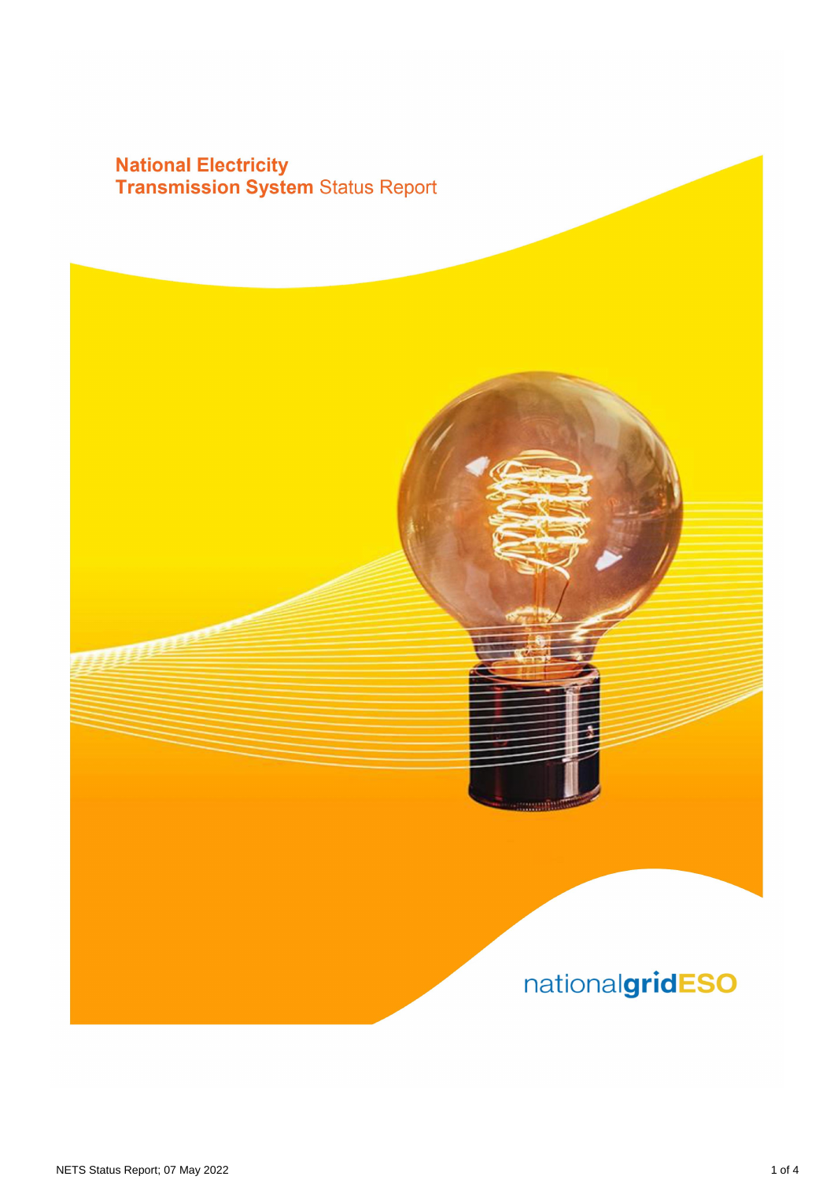# National Electricity Transmission System Status Report

nationalgridESO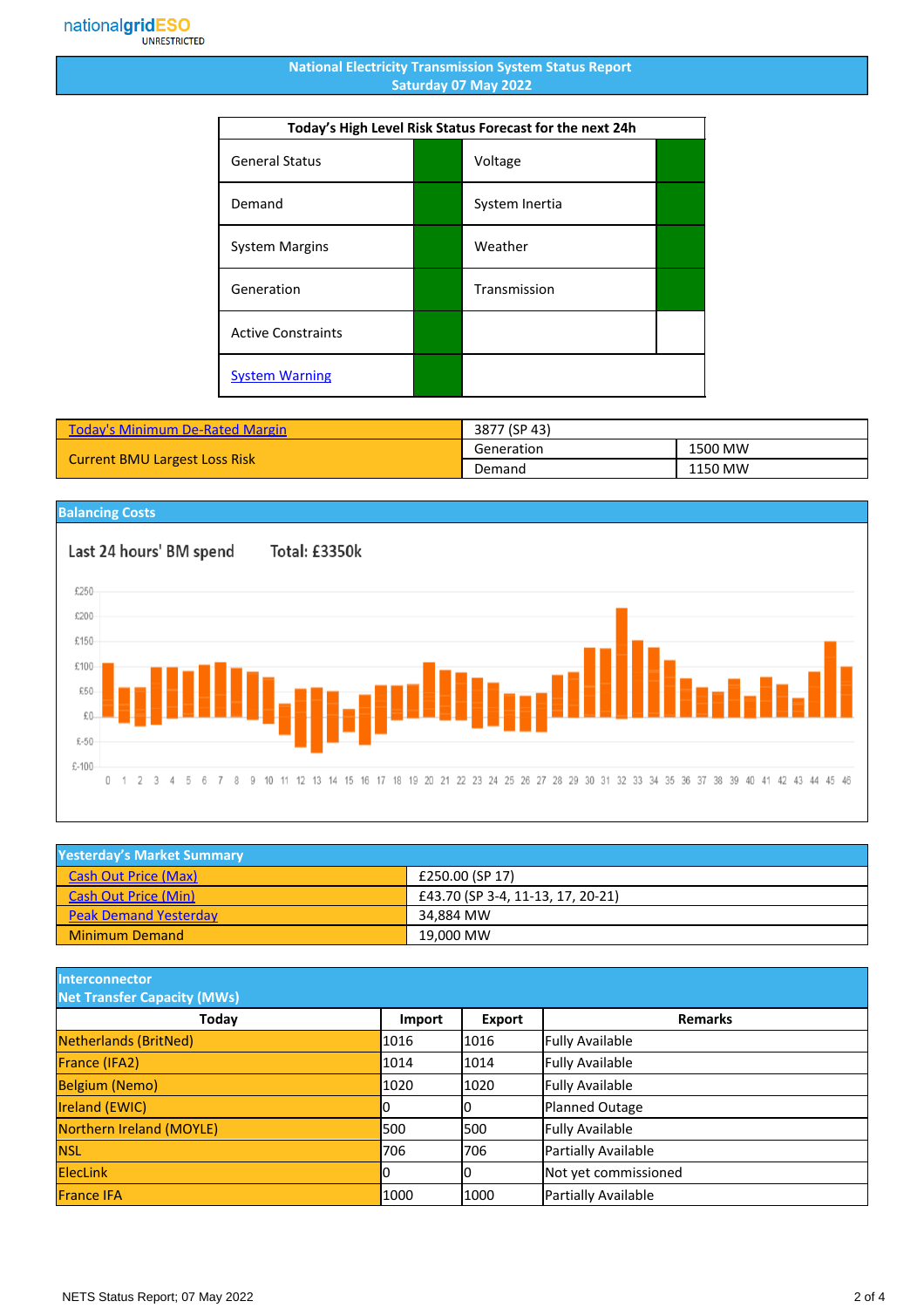nationalgridESO
UNRESTRICTED

# National Electricity Transmission System Status Report
## Saturday 07 May 2022

| Today's High Level Risk Status Forecast for the next 24h | | | |
|---|---|---|---|
| General Status | | Voltage | |
| Demand | | System Inertia | |
| System Margins | | Weather | |
| Generation | | Transmission | |
| Active Constraints | | | |
| System Warning | | | |

| Today's Minimum De-Rated Margin | 3877 (SP 43) | |
|---|---|---|
| Current BMU Largest Loss Risk | Generation | 1500 MW |
| | Demand | 1150 MW |

## Balancing Costs

Last 24 hours' BM spend Total: £3350k

## Yesterday's Market Summary

| | |
|---|---|
| Cash Out Price (Max) | £250.00 (SP 17) |
| Cash Out Price (Min) | £43.70 (SP 3-4, 11-13, 17, 20-21) |
| Peak Demand Yesterday | 34,884 MW |
| Minimum Demand | 19,000 MW |

## Interconnector Net Transfer Capacity (MWs)

| Today | Import | Export | Remarks |
|---|---|---|---|
| Netherlands (BritNed) | 1016 | 1016 | Fully Available |
| France (IFA2) | 1014 | 1014 | Fully Available |
| Belgium (Nemo) | 1020 | 1020 | Fully Available |
| Ireland (EWIC) | 0 | 0 | Planned Outage |
| Northern Ireland (MOYLE) | 500 | 500 | Fully Available |
| NSL | 706 | 706 | Partially Available |
| ElecLink | 0 | 0 | Not yet commissioned |
| France IFA | 1000 | 1000 | Partially Available |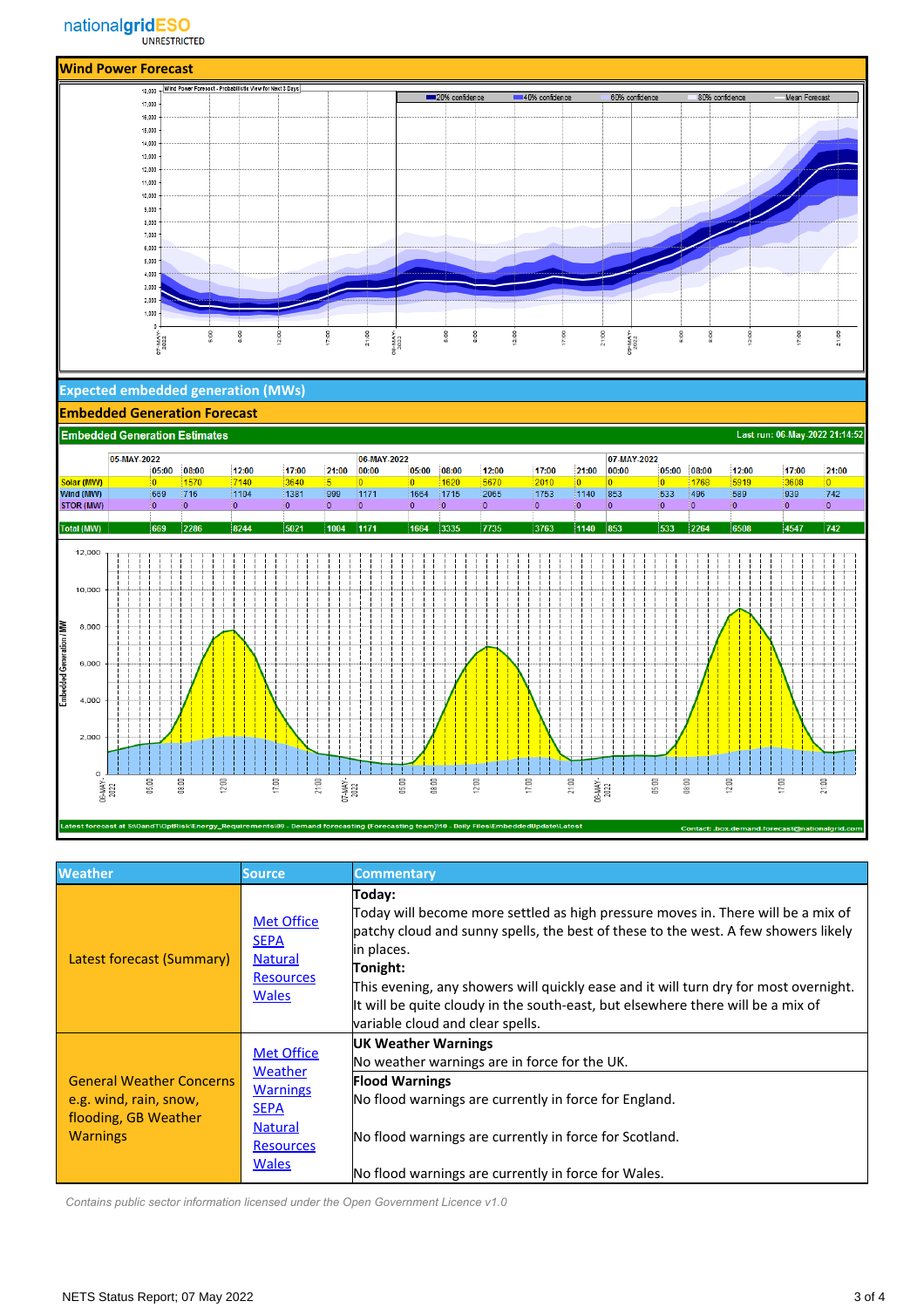## Wind Power Forecast

## Expected embedded generation (MWs)

## Embedded Generation Forecast

**Embedded Generation Estimates** — Last run: 06-May-2022 21:14:52

| | 05-MAY-2022 | | | | | 06-MAY-2022 | | | | | | 07-MAY-2022 | | | | | |
|---|---|---|---|---|---|---|---|---|---|---|---|---|---|---|---|---|---|
| | 05:00 | 08:00 | 12:00 | 17:00 | 21:00 | 00:00 | 05:00 | 08:00 | 12:00 | 17:00 | 21:00 | 00:00 | 05:00 | 08:00 | 12:00 | 17:00 | 21:00 |
| Solar (MW) | 0 | 1570 | 7140 | 3640 | 5 | 0 | 0 | 1620 | 5670 | 2010 | 0 | 0 | 0 | 1768 | 5919 | 3608 | 0 |
| Wind (MW) | 669 | 716 | 1104 | 1381 | 999 | 1171 | 1664 | 1715 | 2065 | 1753 | 1140 | 853 | 533 | 496 | 589 | 939 | 742 |
| STOR (MW) | 0 | 0 | 0 | 0 | 0 | 0 | 0 | 0 | 0 | 0 | 0 | 0 | 0 | 0 | 0 | 0 | 0 |
| Total (MW) | 669 | 2286 | 8244 | 5021 | 1004 | 1171 | 1664 | 3335 | 7735 | 3763 | 1140 | 853 | 533 | 2264 | 6508 | 4547 | 742 |

Latest forecast at S:\OandT\OptRisk\Energy_Requirements\09 - Demand forecasting (Forecasting team)\10 - Daily Files\EmbeddedUpdate\Latest

Contact: .box.demand.forecast@nationalgrid.com

| Weather | Source | Commentary |
|---|---|---|
| Latest forecast (Summary) | Met Office<br>SEPA<br>Natural Resources Wales | **Today:**<br>Today will become more settled as high pressure moves in. There will be a mix of patchy cloud and sunny spells, the best of these to the west. A few showers likely in places.<br>**Tonight:**<br>This evening, any showers will quickly ease and it will turn dry for most overnight. It will be quite cloudy in the south-east, but elsewhere there will be a mix of variable cloud and clear spells. |
| General Weather Concerns e.g. wind, rain, snow, flooding, GB Weather Warnings | Met Office Weather Warnings<br>SEPA<br>Natural Resources Wales | **UK Weather Warnings**<br>No weather warnings are in force for the UK.<br>**Flood Warnings**<br>No flood warnings are currently in force for England.<br>No flood warnings are currently in force for Scotland.<br>No flood warnings are currently in force for Wales. |

*Contains public sector information licensed under the Open Government Licence v1.0*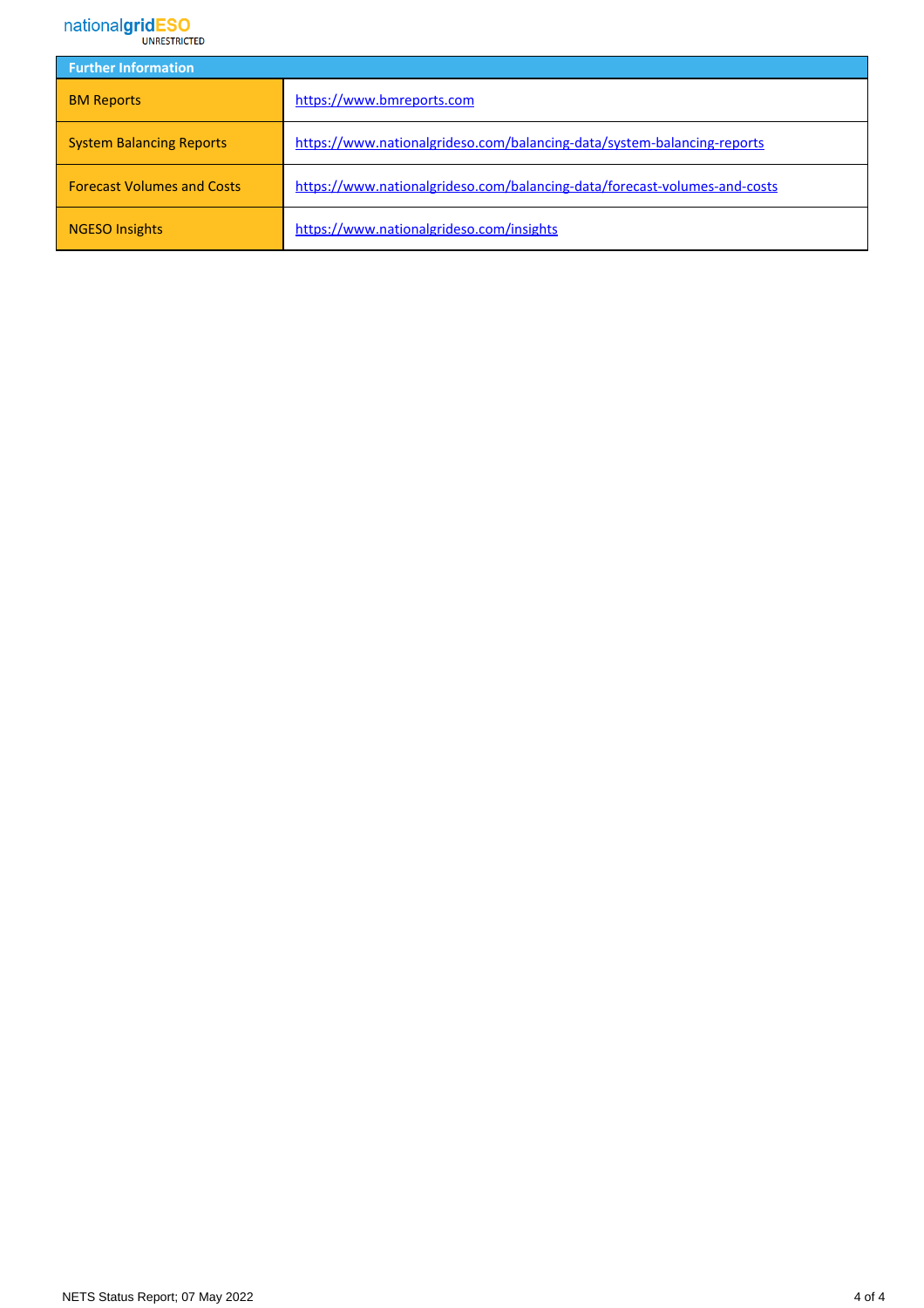| Further Information | |
|---|---|
| BM Reports | https://www.bmreports.com |
| System Balancing Reports | https://www.nationalgrideso.com/balancing-data/system-balancing-reports |
| Forecast Volumes and Costs | https://www.nationalgrideso.com/balancing-data/forecast-volumes-and-costs |
| NGESO Insights | https://www.nationalgrideso.com/insights |